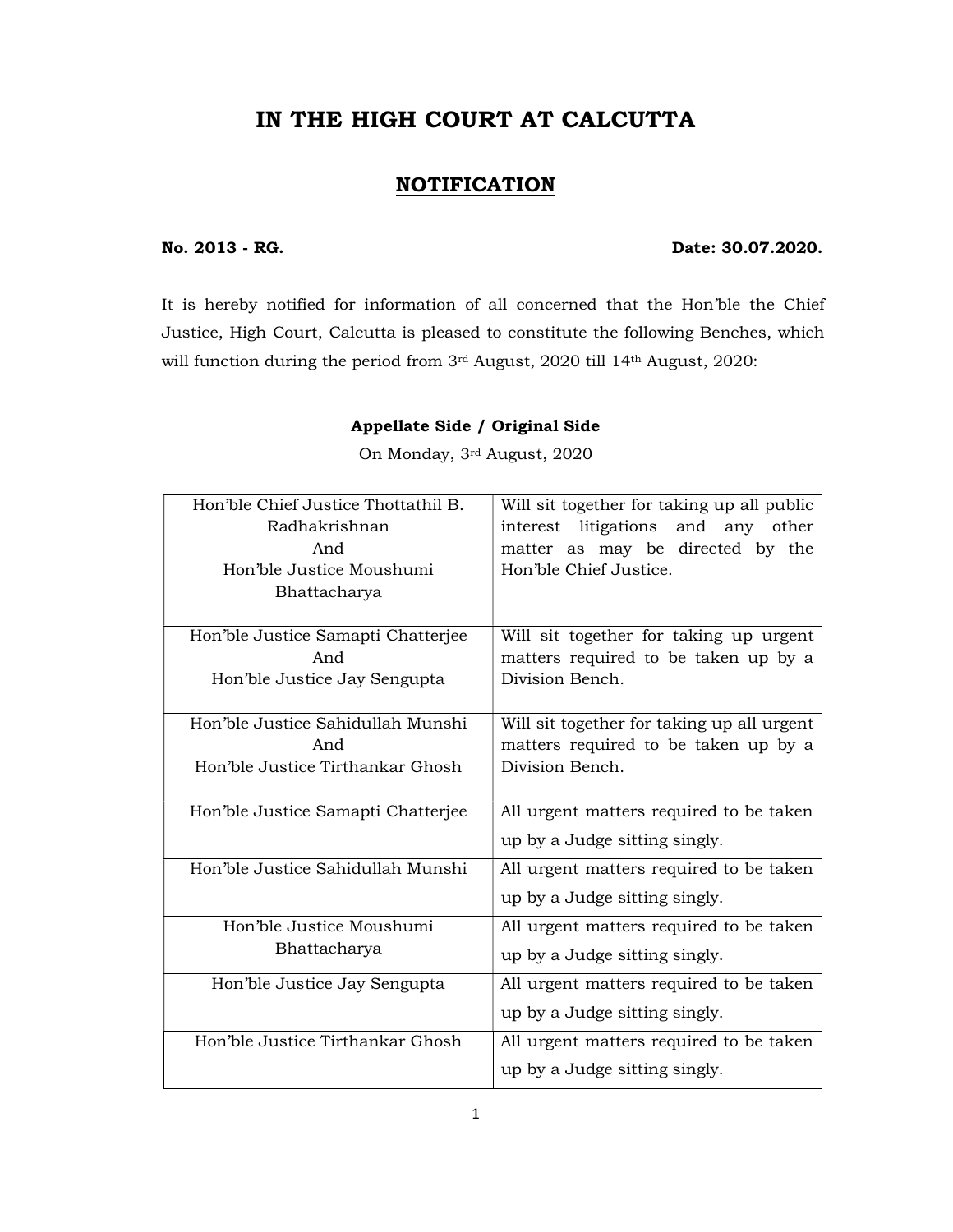# IN THE HIGH COURT AT CALCUTTA

## NOTIFICATION

**No. 2013 - RG.** **Date: 30.07.2020.**

It is hereby notified for information of all concerned that the Hon'ble the Chief Justice, High Court, Calcutta is pleased to constitute the following Benches, which will function during the period from 3rd August, 2020 till 14th August, 2020:

**Appellate Side / Original Side**

On Monday, 3rd August, 2020

| | |
|---|---|
| Hon'ble Chief Justice Thottathil B. Radhakrishnan And Hon'ble Justice Moushumi Bhattacharya | Will sit together for taking up all public interest litigations and any other matter as may be directed by the Hon'ble Chief Justice. |
| Hon'ble Justice Samapti Chatterjee And Hon'ble Justice Jay Sengupta | Will sit together for taking up urgent matters required to be taken up by a Division Bench. |
| Hon'ble Justice Sahidullah Munshi And Hon'ble Justice Tirthankar Ghosh | Will sit together for taking up all urgent matters required to be taken up by a Division Bench. |
| | |
| Hon'ble Justice Samapti Chatterjee | All urgent matters required to be taken up by a Judge sitting singly. |
| Hon'ble Justice Sahidullah Munshi | All urgent matters required to be taken up by a Judge sitting singly. |
| Hon'ble Justice Moushumi Bhattacharya | All urgent matters required to be taken up by a Judge sitting singly. |
| Hon'ble Justice Jay Sengupta | All urgent matters required to be taken up by a Judge sitting singly. |
| Hon'ble Justice Tirthankar Ghosh | All urgent matters required to be taken up by a Judge sitting singly. |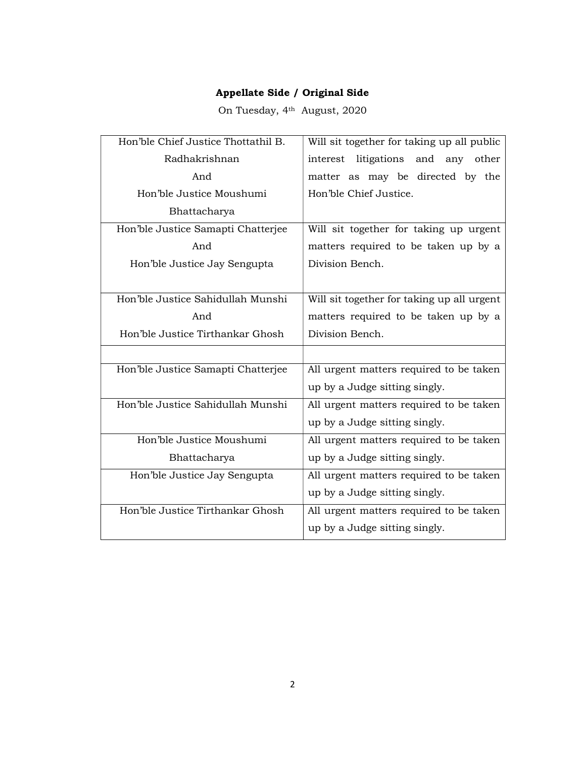**Appellate Side / Original Side**

On Tuesday, 4th August, 2020

| | |
|---|---|
| Hon'ble Chief Justice Thottathil B. Radhakrishnan And Hon'ble Justice Moushumi Bhattacharya | Will sit together for taking up all public interest litigations and any other matter as may be directed by the Hon'ble Chief Justice. |
| Hon'ble Justice Samapti Chatterjee And Hon'ble Justice Jay Sengupta | Will sit together for taking up urgent matters required to be taken up by a Division Bench. |
| Hon'ble Justice Sahidullah Munshi And Hon'ble Justice Tirthankar Ghosh | Will sit together for taking up all urgent matters required to be taken up by a Division Bench. |
| | |
| Hon'ble Justice Samapti Chatterjee | All urgent matters required to be taken up by a Judge sitting singly. |
| Hon'ble Justice Sahidullah Munshi | All urgent matters required to be taken up by a Judge sitting singly. |
| Hon'ble Justice Moushumi Bhattacharya | All urgent matters required to be taken up by a Judge sitting singly. |
| Hon'ble Justice Jay Sengupta | All urgent matters required to be taken up by a Judge sitting singly. |
| Hon'ble Justice Tirthankar Ghosh | All urgent matters required to be taken up by a Judge sitting singly. |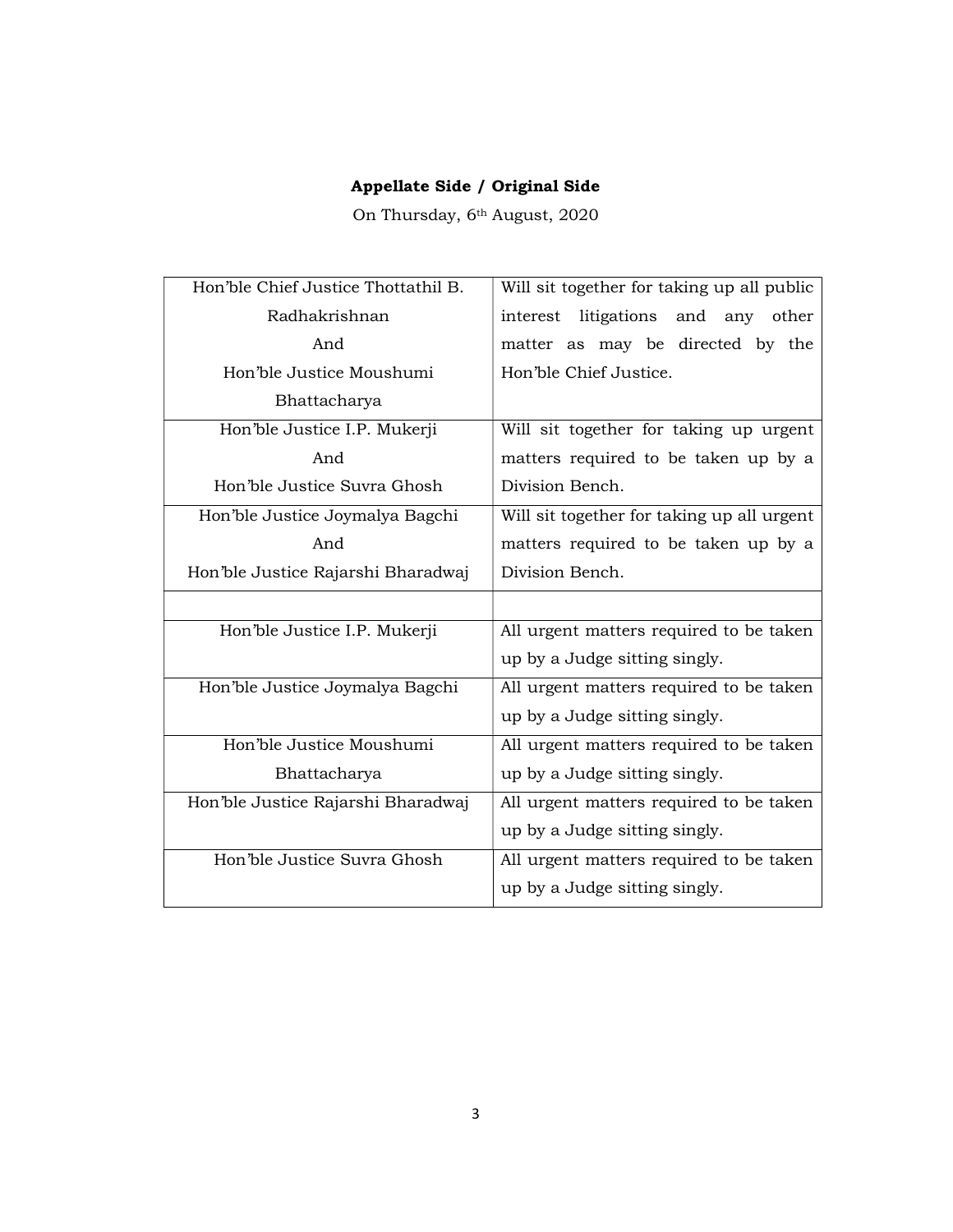**Appellate Side / Original Side**

On Thursday, 6th August, 2020

| Hon'ble Chief Justice Thottathil B. Radhakrishnan And Hon'ble Justice Moushumi Bhattacharya | Will sit together for taking up all public interest litigations and any other matter as may be directed by the Hon'ble Chief Justice. |
|---|---|
| Hon'ble Justice I.P. Mukerji And Hon'ble Justice Suvra Ghosh | Will sit together for taking up urgent matters required to be taken up by a Division Bench. |
| Hon'ble Justice Joymalya Bagchi And Hon'ble Justice Rajarshi Bharadwaj | Will sit together for taking up all urgent matters required to be taken up by a Division Bench. |
| | |
| Hon'ble Justice I.P. Mukerji | All urgent matters required to be taken up by a Judge sitting singly. |
| Hon'ble Justice Joymalya Bagchi | All urgent matters required to be taken up by a Judge sitting singly. |
| Hon'ble Justice Moushumi Bhattacharya | All urgent matters required to be taken up by a Judge sitting singly. |
| Hon'ble Justice Rajarshi Bharadwaj | All urgent matters required to be taken up by a Judge sitting singly. |
| Hon'ble Justice Suvra Ghosh | All urgent matters required to be taken up by a Judge sitting singly. |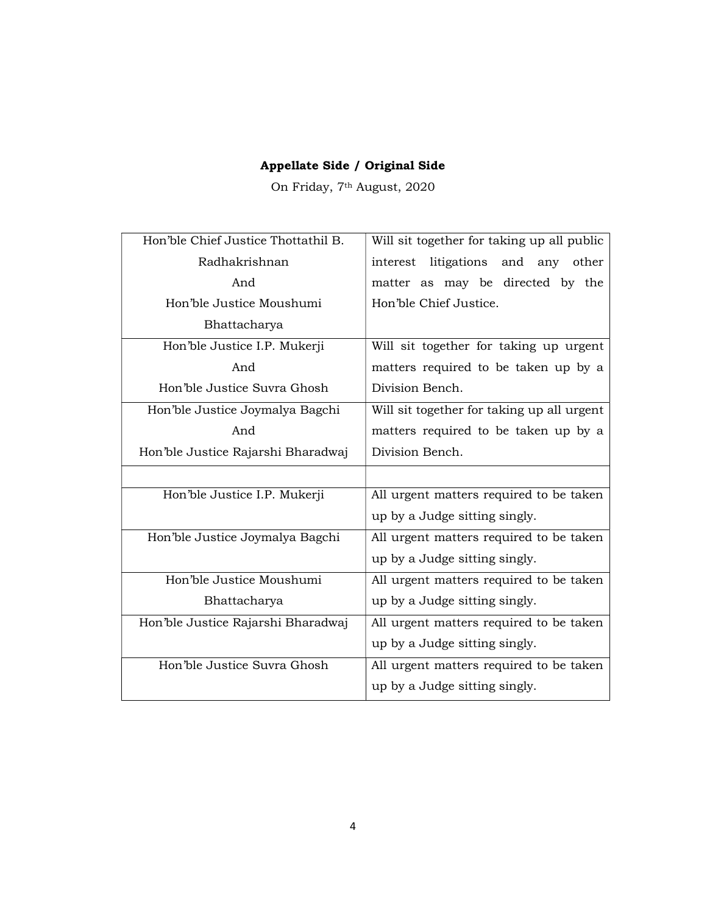**Appellate Side / Original Side**

On Friday, 7th August, 2020

| | |
|---|---|
| Hon'ble Chief Justice Thottathil B. Radhakrishnan And Hon'ble Justice Moushumi Bhattacharya | Will sit together for taking up all public interest litigations and any other matter as may be directed by the Hon'ble Chief Justice. |
| Hon'ble Justice I.P. Mukerji And Hon'ble Justice Suvra Ghosh | Will sit together for taking up urgent matters required to be taken up by a Division Bench. |
| Hon'ble Justice Joymalya Bagchi And Hon'ble Justice Rajarshi Bharadwaj | Will sit together for taking up all urgent matters required to be taken up by a Division Bench. |
| | |
| Hon'ble Justice I.P. Mukerji | All urgent matters required to be taken up by a Judge sitting singly. |
| Hon'ble Justice Joymalya Bagchi | All urgent matters required to be taken up by a Judge sitting singly. |
| Hon'ble Justice Moushumi Bhattacharya | All urgent matters required to be taken up by a Judge sitting singly. |
| Hon'ble Justice Rajarshi Bharadwaj | All urgent matters required to be taken up by a Judge sitting singly. |
| Hon'ble Justice Suvra Ghosh | All urgent matters required to be taken up by a Judge sitting singly. |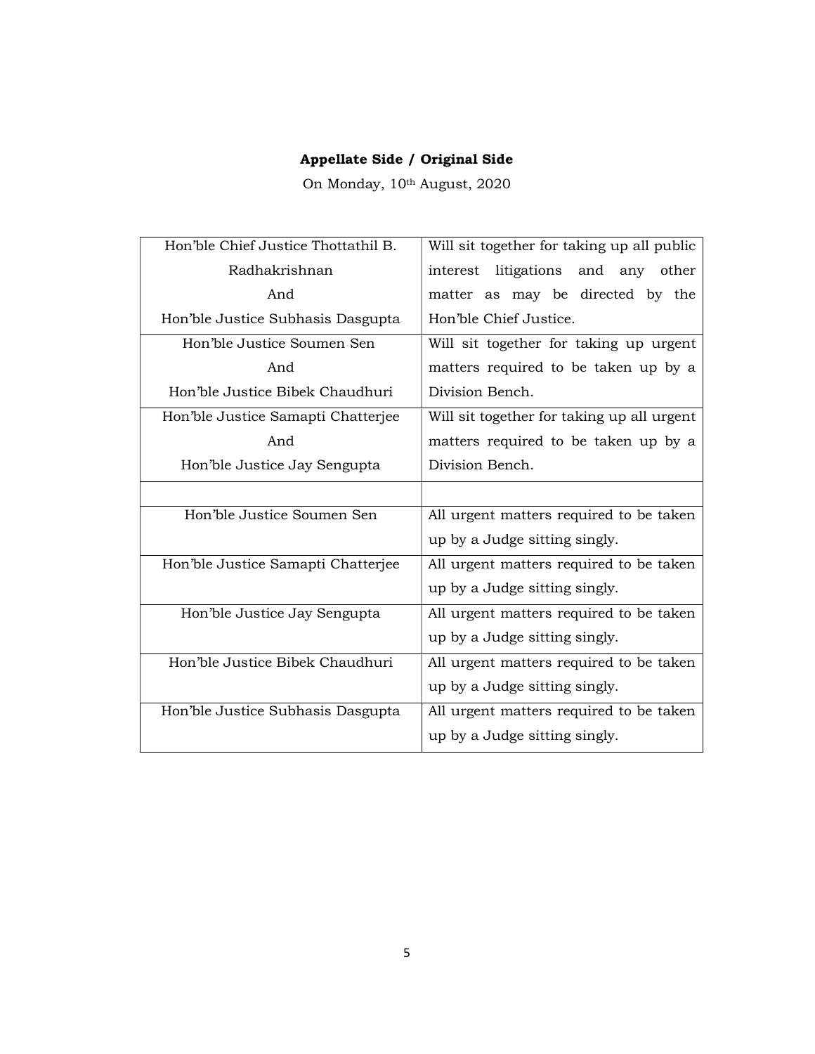**Appellate Side / Original Side**

On Monday, 10th August, 2020

| | |
|---|---|
| Hon'ble Chief Justice Thottathil B. Radhakrishnan And Hon'ble Justice Subhasis Dasgupta | Will sit together for taking up all public interest litigations and any other matter as may be directed by the Hon'ble Chief Justice. |
| Hon'ble Justice Soumen Sen And Hon'ble Justice Bibek Chaudhuri | Will sit together for taking up urgent matters required to be taken up by a Division Bench. |
| Hon'ble Justice Samapti Chatterjee And Hon'ble Justice Jay Sengupta | Will sit together for taking up all urgent matters required to be taken up by a Division Bench. |
| | |
| Hon'ble Justice Soumen Sen | All urgent matters required to be taken up by a Judge sitting singly. |
| Hon'ble Justice Samapti Chatterjee | All urgent matters required to be taken up by a Judge sitting singly. |
| Hon'ble Justice Jay Sengupta | All urgent matters required to be taken up by a Judge sitting singly. |
| Hon'ble Justice Bibek Chaudhuri | All urgent matters required to be taken up by a Judge sitting singly. |
| Hon'ble Justice Subhasis Dasgupta | All urgent matters required to be taken up by a Judge sitting singly. |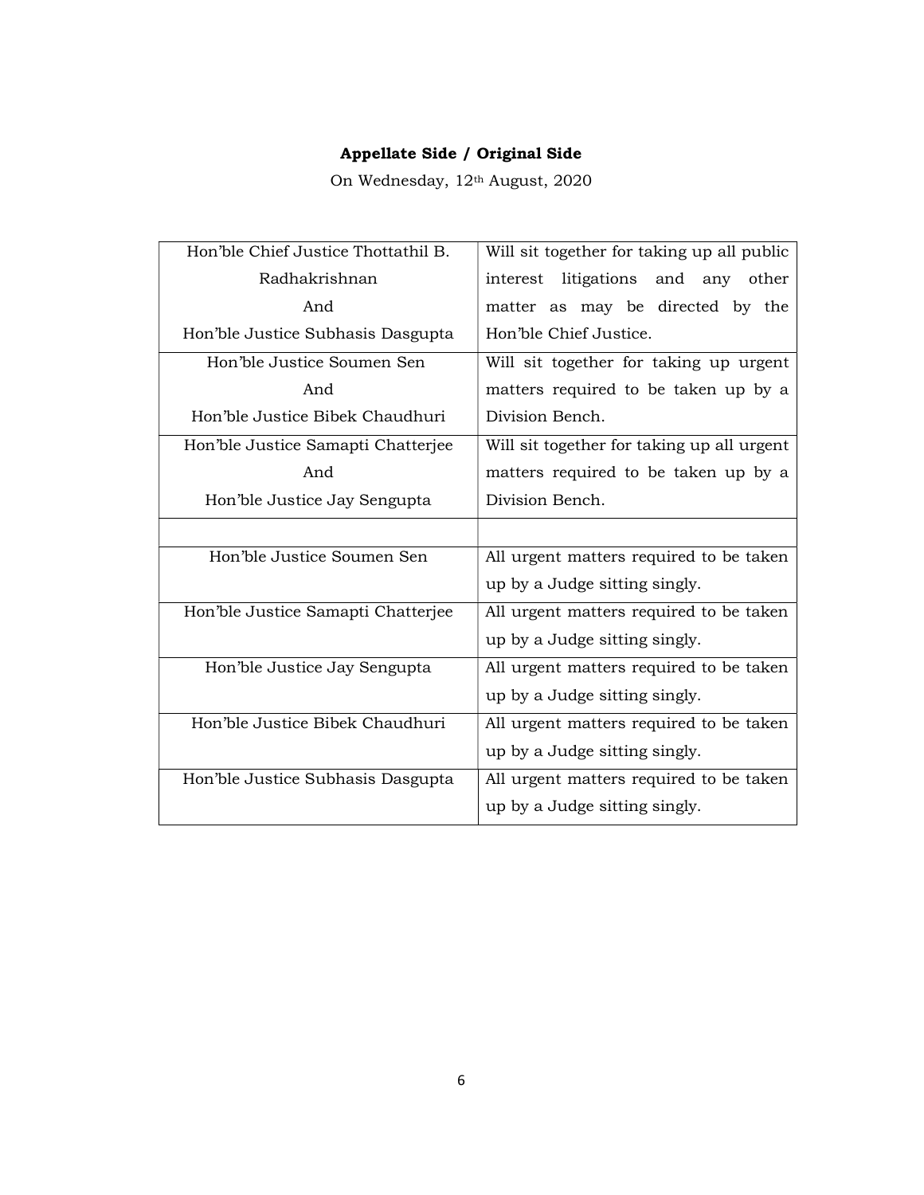**Appellate Side / Original Side**

On Wednesday, 12th August, 2020

| | |
|---|---|
| Hon'ble Chief Justice Thottathil B. Radhakrishnan And Hon'ble Justice Subhasis Dasgupta | Will sit together for taking up all public interest litigations and any other matter as may be directed by the Hon'ble Chief Justice. |
| Hon'ble Justice Soumen Sen And Hon'ble Justice Bibek Chaudhuri | Will sit together for taking up urgent matters required to be taken up by a Division Bench. |
| Hon'ble Justice Samapti Chatterjee And Hon'ble Justice Jay Sengupta | Will sit together for taking up all urgent matters required to be taken up by a Division Bench. |
| | |
| Hon'ble Justice Soumen Sen | All urgent matters required to be taken up by a Judge sitting singly. |
| Hon'ble Justice Samapti Chatterjee | All urgent matters required to be taken up by a Judge sitting singly. |
| Hon'ble Justice Jay Sengupta | All urgent matters required to be taken up by a Judge sitting singly. |
| Hon'ble Justice Bibek Chaudhuri | All urgent matters required to be taken up by a Judge sitting singly. |
| Hon'ble Justice Subhasis Dasgupta | All urgent matters required to be taken up by a Judge sitting singly. |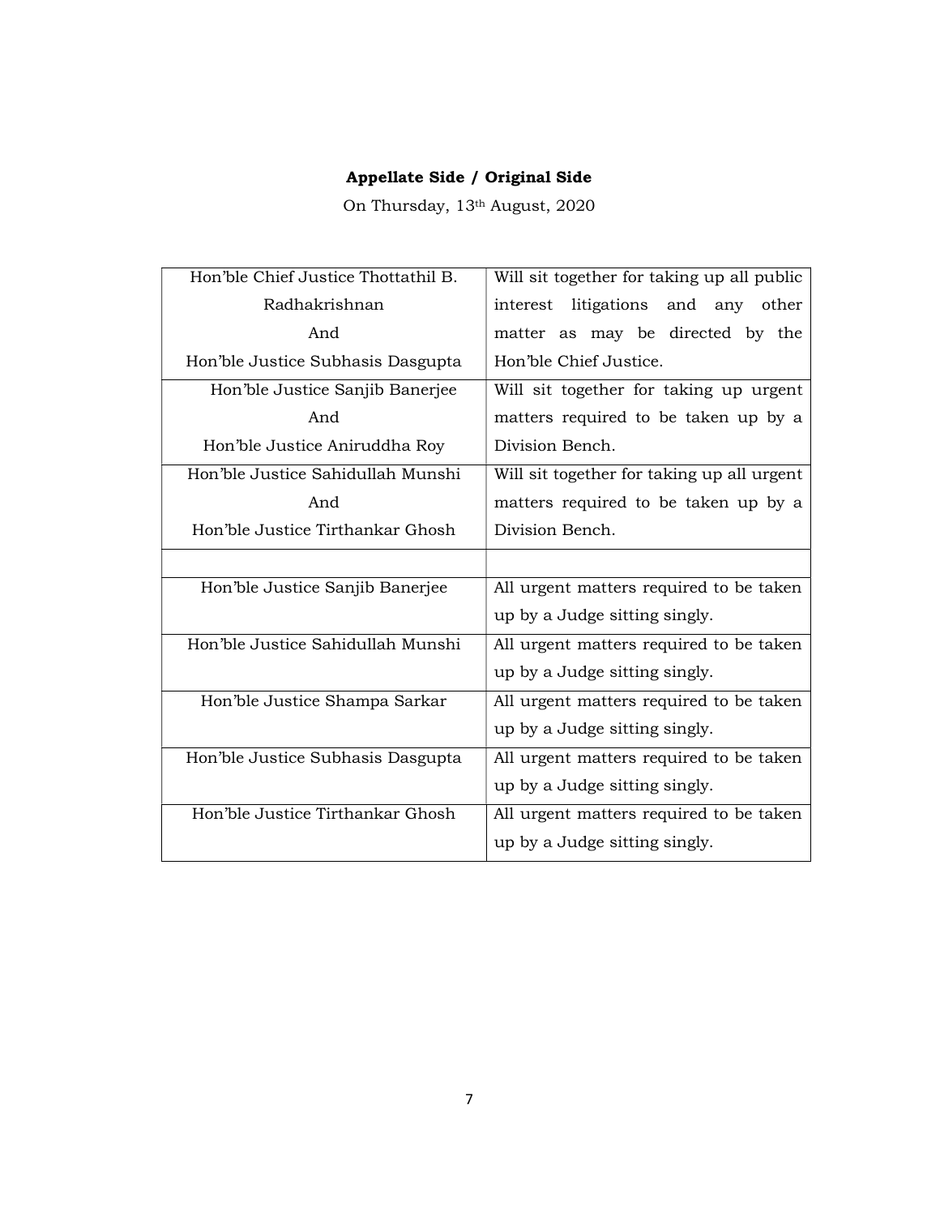**Appellate Side / Original Side**

On Thursday, 13th August, 2020

| | |
|---|---|
| Hon'ble Chief Justice Thottathil B. Radhakrishnan And Hon'ble Justice Subhasis Dasgupta | Will sit together for taking up all public interest litigations and any other matter as may be directed by the Hon'ble Chief Justice. |
| Hon'ble Justice Sanjib Banerjee And Hon'ble Justice Aniruddha Roy | Will sit together for taking up urgent matters required to be taken up by a Division Bench. |
| Hon'ble Justice Sahidullah Munshi And Hon'ble Justice Tirthankar Ghosh | Will sit together for taking up all urgent matters required to be taken up by a Division Bench. |
| | |
| Hon'ble Justice Sanjib Banerjee | All urgent matters required to be taken up by a Judge sitting singly. |
| Hon'ble Justice Sahidullah Munshi | All urgent matters required to be taken up by a Judge sitting singly. |
| Hon'ble Justice Shampa Sarkar | All urgent matters required to be taken up by a Judge sitting singly. |
| Hon'ble Justice Subhasis Dasgupta | All urgent matters required to be taken up by a Judge sitting singly. |
| Hon'ble Justice Tirthankar Ghosh | All urgent matters required to be taken up by a Judge sitting singly. |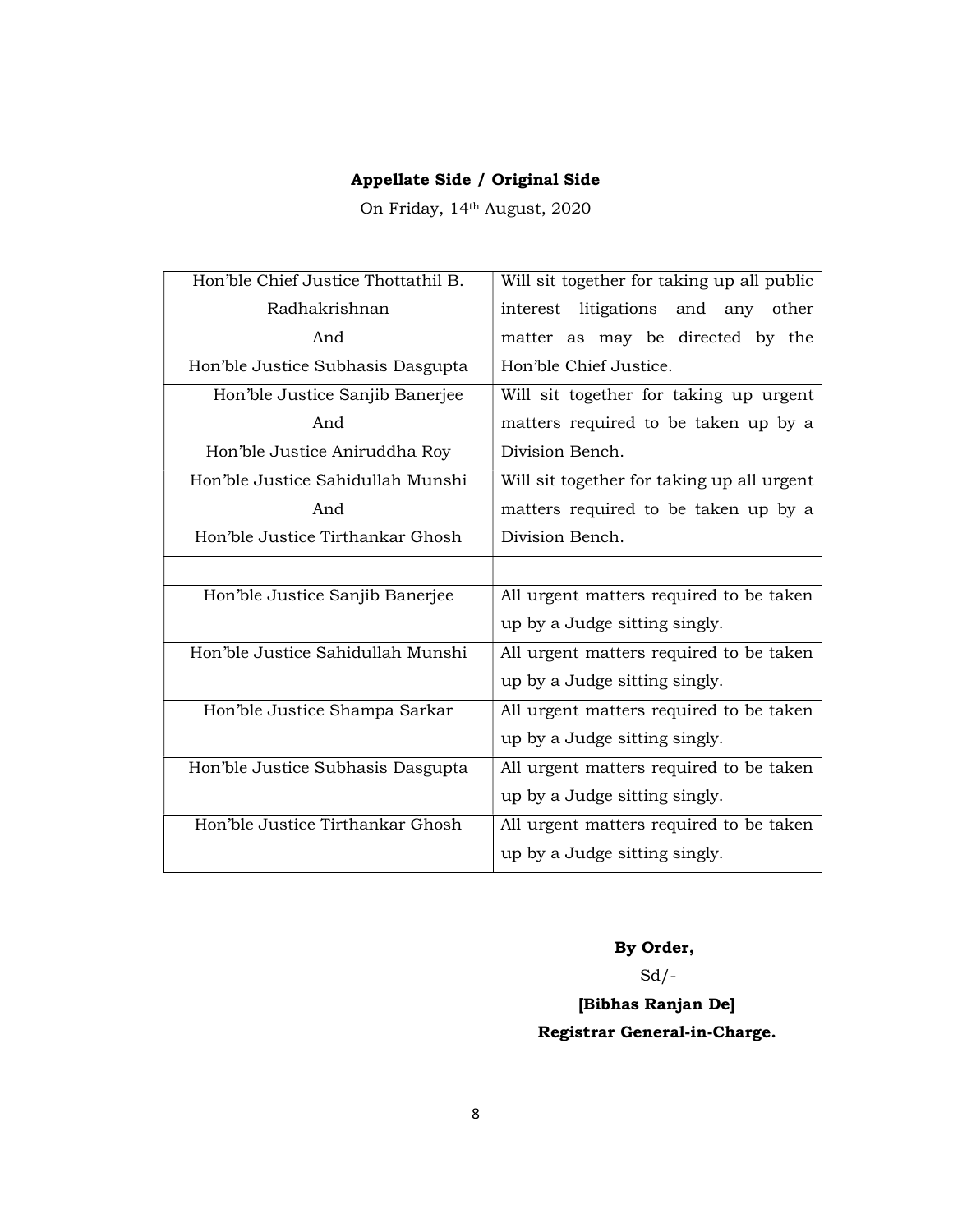**Appellate Side / Original Side**

On Friday, 14th August, 2020

| | |
|---|---|
| Hon'ble Chief Justice Thottathil B. Radhakrishnan And Hon'ble Justice Subhasis Dasgupta | Will sit together for taking up all public interest litigations and any other matter as may be directed by the Hon'ble Chief Justice. |
| Hon'ble Justice Sanjib Banerjee And Hon'ble Justice Aniruddha Roy | Will sit together for taking up urgent matters required to be taken up by a Division Bench. |
| Hon'ble Justice Sahidullah Munshi And Hon'ble Justice Tirthankar Ghosh | Will sit together for taking up all urgent matters required to be taken up by a Division Bench. |
| | |
| Hon'ble Justice Sanjib Banerjee | All urgent matters required to be taken up by a Judge sitting singly. |
| Hon'ble Justice Sahidullah Munshi | All urgent matters required to be taken up by a Judge sitting singly. |
| Hon'ble Justice Shampa Sarkar | All urgent matters required to be taken up by a Judge sitting singly. |
| Hon'ble Justice Subhasis Dasgupta | All urgent matters required to be taken up by a Judge sitting singly. |
| Hon'ble Justice Tirthankar Ghosh | All urgent matters required to be taken up by a Judge sitting singly. |

**By Order,**

Sd/-

**[Bibhas Ranjan De]**

**Registrar General-in-Charge.**